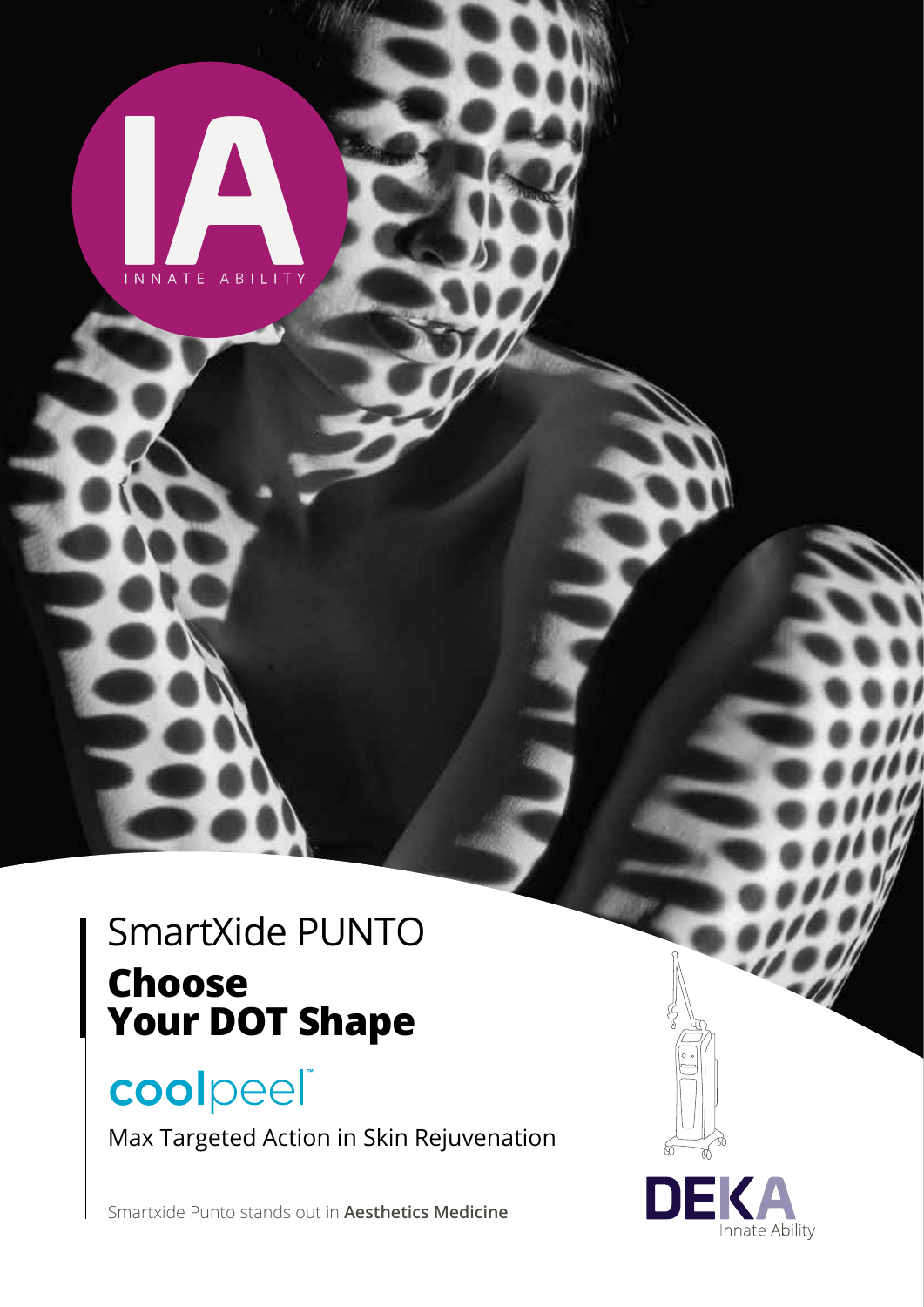IA
INNATE ABILITY

# SmartXide PUNTO
## Choose Your DOT Shape

coolpeel™

Max Targeted Action in Skin Rejuvenation

Smartxide Punto stands out in **Aesthetics Medicine**

DEKA
Innate Ability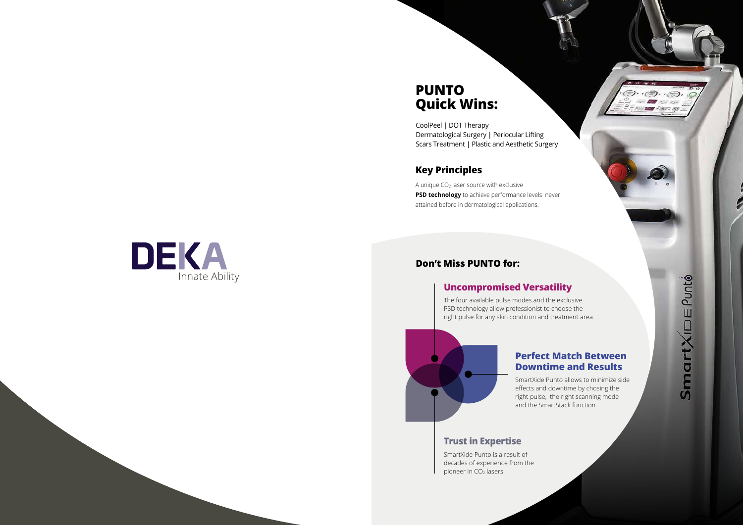DEKA

Innate Ability

# PUNTO Quick Wins:

CoolPeel | DOT Therapy
Dermatological Surgery | Periocular Lifting
Scars Treatment | Plastic and Aesthetic Surgery

## Key Principles

A unique $CO_2$ laser source with exclusive **PSD technology** to achieve performance levels never attained before in dermatological applications.

## Don't Miss PUNTO for:

### Uncompromised Versatility

The four available pulse modes and the exclusive PSD technology allow professionist to choose the right pulse for any skin condition and treatment area.

### Perfect Match Between Downtime and Results

SmartXide Punto allows to minimize side effects and downtime by chosing the right pulse, the right scanning mode and the SmartStack function.

### Trust in Expertise

SmartXide Punto is a result of decades of experience from the pioneer in $CO_2$ lasers.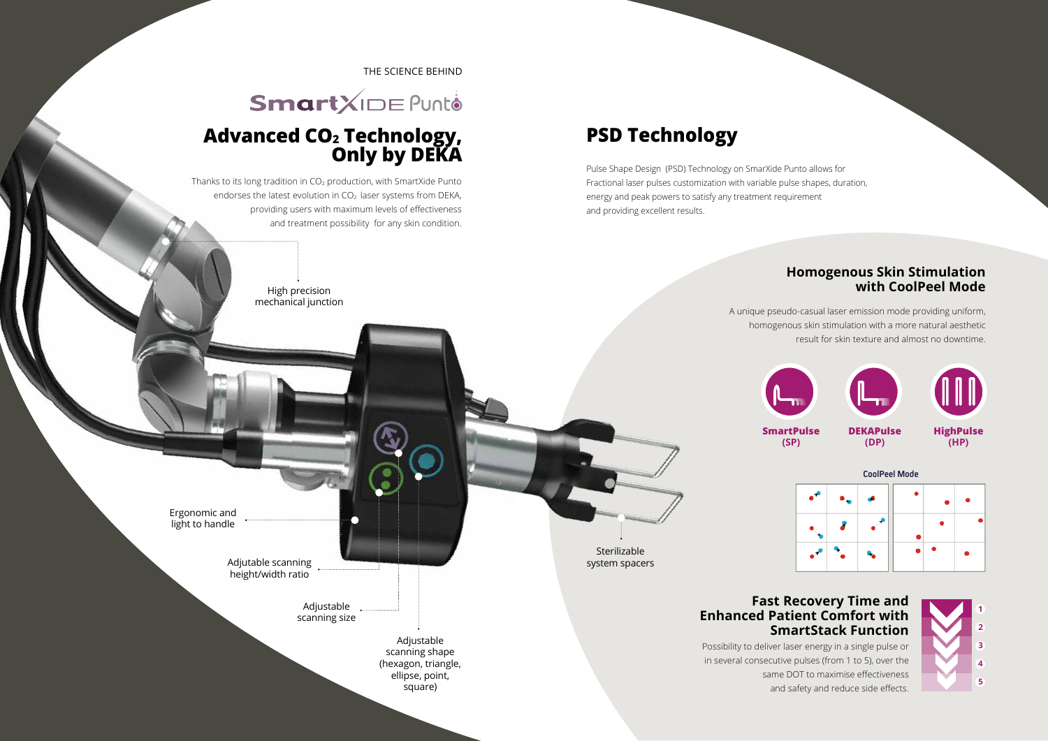THE SCIENCE BEHIND

SmartXIDE Punto

# Advanced $CO_2$ Technology, Only by DEKA

Thanks to its long tradition in $CO_2$ production, with SmartXide Punto endorses the latest evolution in $CO_2$ laser systems from DEKA, providing users with maximum levels of effectiveness and treatment possibility for any skin condition.

High precision mechanical junction

Ergonomic and light to handle

Adjustable scanning height/width ratio

Adjustable scanning size

Adjustable scanning shape (hexagon, triangle, ellipse, point, square)

Sterilizable system spacers

# PSD Technology

Pulse Shape Design (PSD) Technology on SmarXide Punto allows for Fractional laser pulses customization with variable pulse shapes, duration, energy and peak powers to satisfy any treatment requirement and providing excellent results.

## Homogenous Skin Stimulation with CoolPeel Mode

A unique pseudo-casual laser emission mode providing uniform, homogenous skin stimulation with a more natural aesthetic result for skin texture and almost no downtime.

**SmartPulse (SP)** **DEKAPulse (DP)** **HighPulse (HP)**

CoolPeel Mode

## Fast Recovery Time and Enhanced Patient Comfort with SmartStack Function

Possibility to deliver laser energy in a single pulse or in several consecutive pulses (from 1 to 5), over the same DOT to maximise effectiveness and safety and reduce side effects.

1 2 3 4 5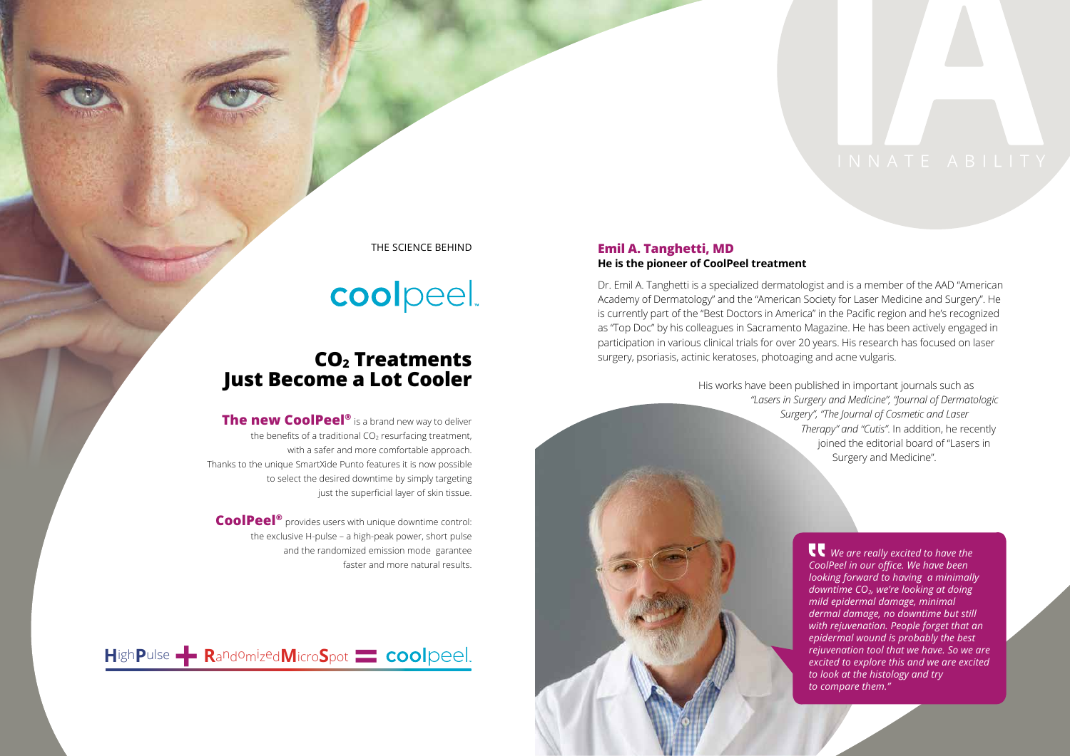INNATE ABILITY

THE SCIENCE BEHIND

**cool**peel.

## $CO_2$ Treatments Just Become a Lot Cooler

**The new CoolPeel®** is a brand new way to deliver the benefits of a traditional $CO_2$ resurfacing treatment, with a safer and more comfortable approach. Thanks to the unique SmartXide Punto features it is now possible to select the desired downtime by simply targeting just the superficial layer of skin tissue.

**CoolPeel®** provides users with unique downtime control: the exclusive H-pulse – a high-peak power, short pulse and the randomized emission mode garantee faster and more natural results.

**H**igh**P**ulse + **R**andomized**M**icro**S**pot = **cool**peel.

### Emil A. Tanghetti, MD

**He is the pioneer of CoolPeel treatment**

Dr. Emil A. Tanghetti is a specialized dermatologist and is a member of the AAD "American Academy of Dermatology" and the "American Society for Laser Medicine and Surgery". He is currently part of the "Best Doctors in America" in the Pacific region and he's recognized as "Top Doc" by his colleagues in Sacramento Magazine. He has been actively engaged in participation in various clinical trials for over 20 years. His research has focused on laser surgery, psoriasis, actinic keratoses, photoaging and acne vulgaris.

His works have been published in important journals such as *"Lasers in Surgery and Medicine", "Journal of Dermatologic Surgery", "The Journal of Cosmetic and Laser Therapy" and "Cutis"*. In addition, he recently joined the editorial board of "Lasers in Surgery and Medicine".

*"We are really excited to have the CoolPeel in our office. We have been looking forward to having a minimally downtime $CO_2$, we're looking at doing mild epidermal damage, minimal dermal damage, no downtime but still with rejuvenation. People forget that an epidermal wound is probably the best rejuvenation tool that we have. So we are excited to explore this and we are excited to look at the histology and try to compare them."*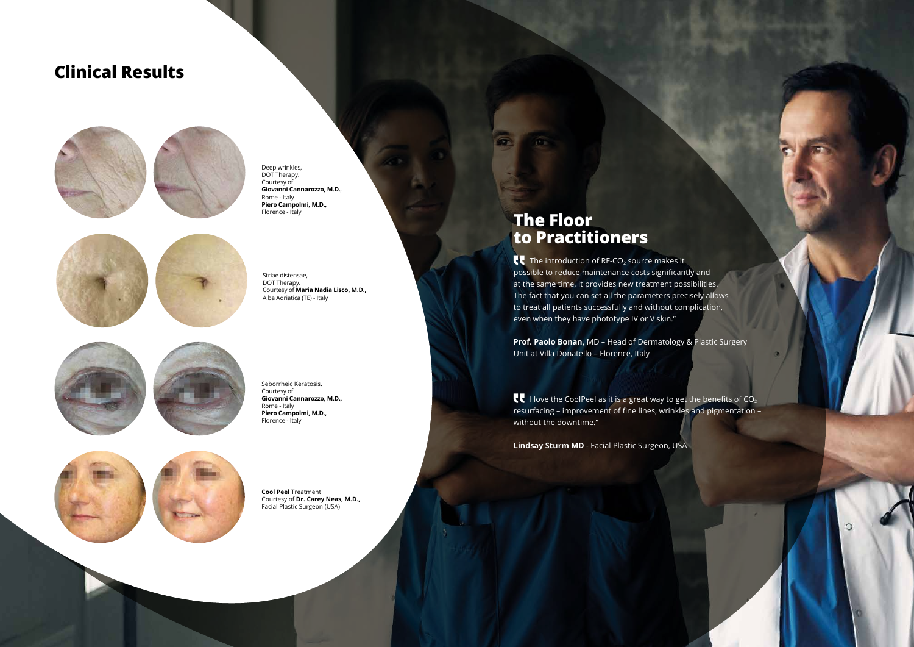## Clinical Results

Deep wrinkles,
DOT Therapy.
Courtesy of
**Giovanni Cannarozzo, M.D.**,
Rome - Italy
**Piero Campolmi, M.D.**,
Florence - Italy

Striae distensae,
DOT Therapy.
Courtesy of **Maria Nadia Lisco, M.D.**,
Alba Adriatica (TE) - Italy

Seborrheic Keratosis.
Courtesy of
**Giovanni Cannarozzo, M.D.**,
Rome - Italy
**Piero Campolmi, M.D.**,
Florence - Italy

**Cool Peel** Treatment
Courtesy of **Dr. Carey Neas, M.D.**,
Facial Plastic Surgeon (USA)

## The Floor to Practitioners

“The introduction of RF-$CO_2$ source makes it possible to reduce maintenance costs significantly and at the same time, it provides new treatment possibilities. The fact that you can set all the parameters precisely allows to treat all patients successfully and without complication, even when they have phototype IV or V skin.”

**Prof. Paolo Bonan,** MD – Head of Dermatology & Plastic Surgery Unit at Villa Donatello – Florence, Italy

“I love the CoolPeel as it is a great way to get the benefits of $CO_2$ resurfacing – improvement of fine lines, wrinkles and pigmentation – without the downtime.”

**Lindsay Sturm MD** - Facial Plastic Surgeon, USA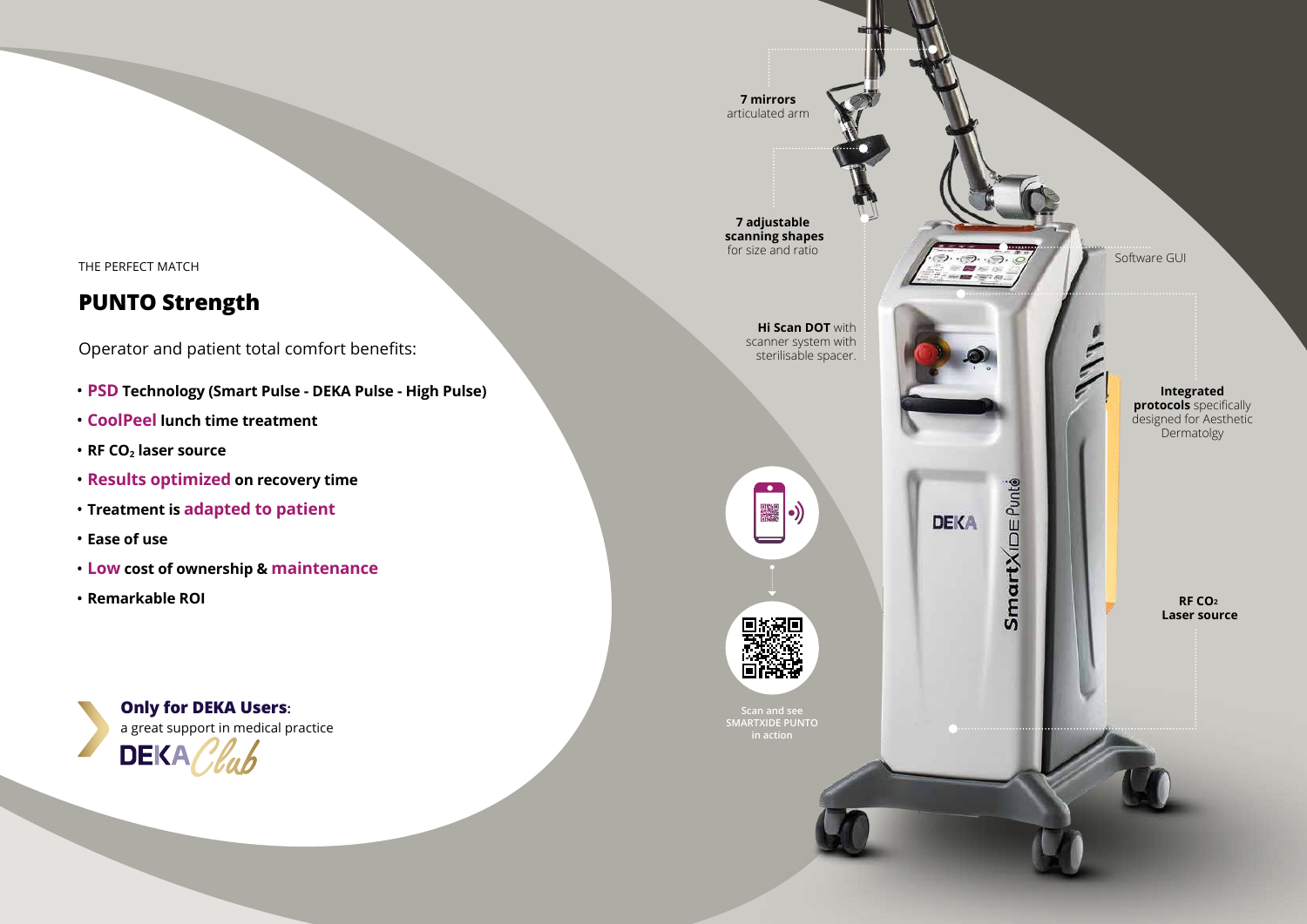THE PERFECT MATCH

## PUNTO Strength

Operator and patient total comfort benefits:

- **PSD Technology (Smart Pulse - DEKA Pulse - High Pulse)**
- **CoolPeel lunch time treatment**
- **RF $CO_2$ laser source**
- **Results optimized on recovery time**
- **Treatment is adapted to patient**
- **Ease of use**
- **Low cost of ownership & maintenance**
- **Remarkable ROI**

**Only for DEKA Users:**
a great support in medical practice
DEKA Club

**7 mirrors** articulated arm

**7 adjustable scanning shapes** for size and ratio

**Hi Scan DOT** with scanner system with sterilisable spacer.

Software GUI

**Integrated protocols** specifically designed for Aesthetic Dermatolgy

**RF $CO_2$ Laser source**

Scan and see SMARTXIDE PUNTO in action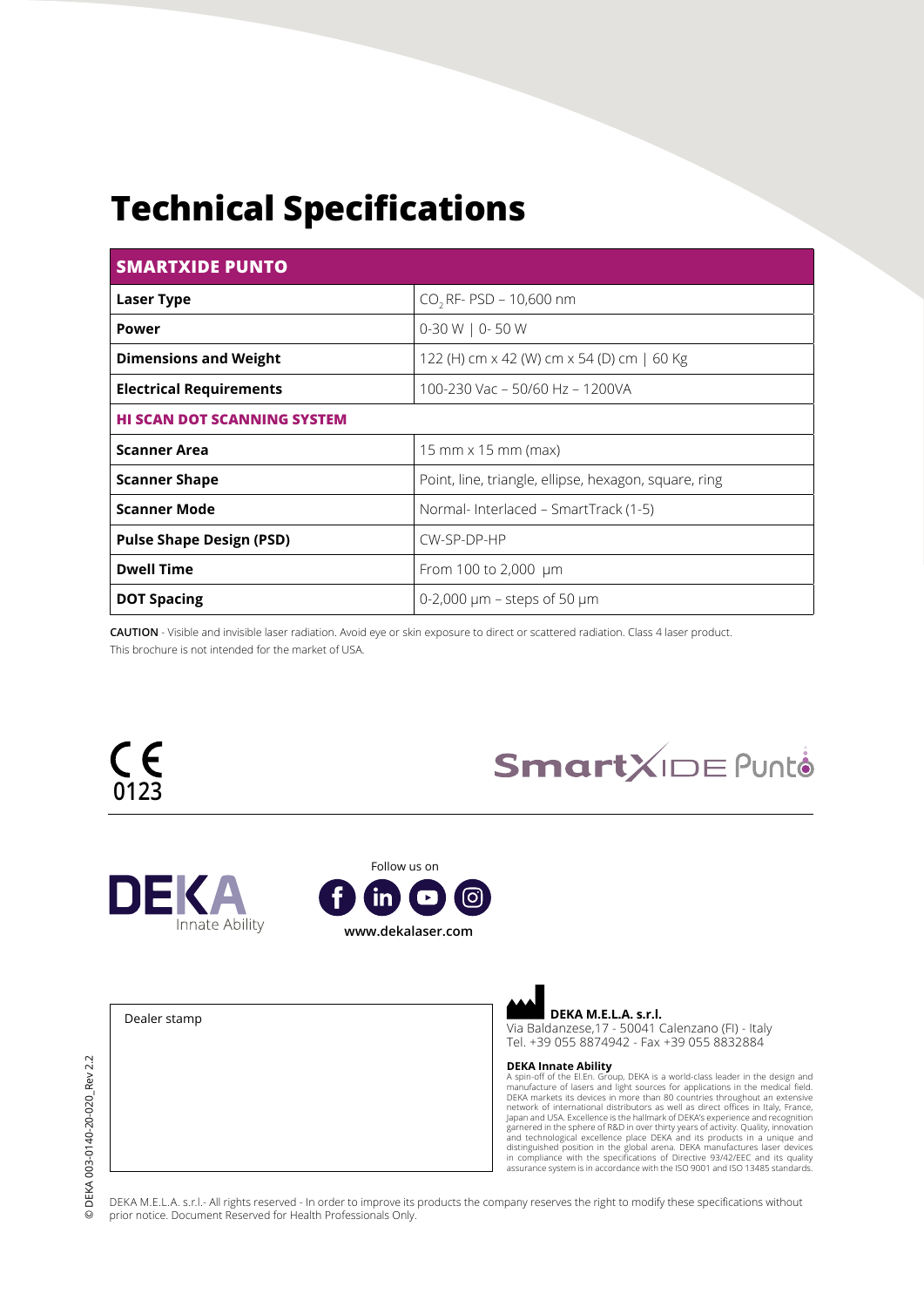# Technical Specifications

| SMARTXIDE PUNTO | |
|---|---|
| **Laser Type** | $CO_2$ RF- PSD – 10,600 nm |
| **Power** | 0-30 W \| 0- 50 W |
| **Dimensions and Weight** | 122 (H) cm x 42 (W) cm x 54 (D) cm \| 60 Kg |
| **Electrical Requirements** | 100-230 Vac – 50/60 Hz – 1200VA |
| **HI SCAN DOT SCANNING SYSTEM** | |
| **Scanner Area** | 15 mm x 15 mm (max) |
| **Scanner Shape** | Point, line, triangle, ellipse, hexagon, square, ring |
| **Scanner Mode** | Normal- Interlaced – SmartTrack (1-5) |
| **Pulse Shape Design (PSD)** | CW-SP-DP-HP |
| **Dwell Time** | From 100 to 2,000 µm |
| **DOT Spacing** | 0-2,000 µm – steps of 50 µm |

**CAUTION** - Visible and invisible laser radiation. Avoid eye or skin exposure to direct or scattered radiation. Class 4 laser product.
This brochure is not intended for the market of USA.

CE 0123

SmartXIDE Punto

DEKA Innate Ability

Follow us on

www.dekalaser.com

Dealer stamp

**DEKA M.E.L.A. s.r.l.**
Via Baldanzese,17 - 50041 Calenzano (FI) - Italy
Tel. +39 055 8874942 - Fax +39 055 8832884

**DEKA Innate Ability**
A spin-off of the El.En. Group, DEKA is a world-class leader in the design and manufacture of lasers and light sources for applications in the medical field. DEKA markets its devices in more than 80 countries throughout an extensive network of international distributors as well as direct offices in Italy, France, Japan and USA. Excellence is the hallmark of DEKA's experience and recognition garnered in the sphere of R&D in over thirty years of activity. Quality, innovation and technological excellence place DEKA and its products in a unique and distinguished position in the global arena. DEKA manufactures laser devices in compliance with the specifications of Directive 93/42/EEC and its quality assurance system is in accordance with the ISO 9001 and ISO 13485 standards.

© DEKA 003-0140-20-020_Rev 2.2

DEKA M.E.L.A. s.r.l.- All rights reserved - In order to improve its products the company reserves the right to modify these specifications without prior notice. Document Reserved for Health Professionals Only.